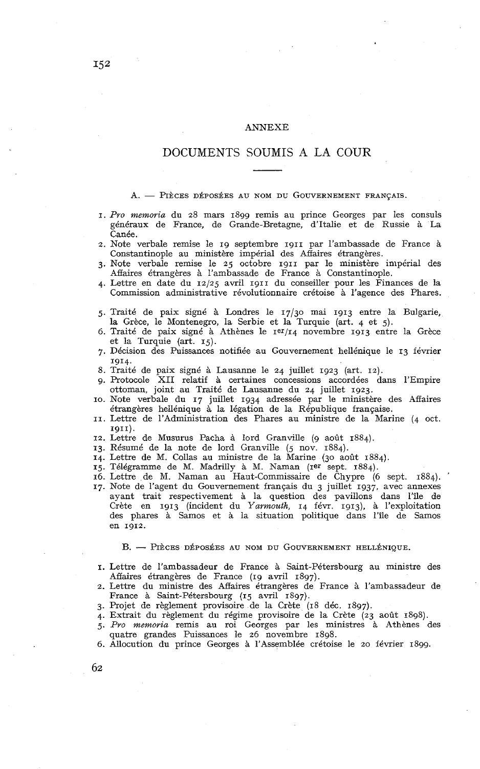# ANNEXE

## DOCUMENTS SOUMIS A LA COUR

### A. — PIÈCES DÉPOSÉES AU NOM DU GOUVERNEMENT FRANÇAIS.

1. *Pro memoria* du 28 mars 1899 remis au prince Georges par les consuls généraux de France, de Grande-Bretagne, d'Italie et de Russie à La Canée.
2. Note verbale remise le 19 septembre 1911 par l'ambassade de France à Constantinople au ministère impérial des Affaires étrangères.
3. Note verbale remise le 25 octobre 1911 par le ministère impérial des Affaires étrangères à l'ambassade de France à Constantinople.
4. Lettre en date du 12/25 avril 1911 du conseiller pour les Finances de la Commission administrative révolutionnaire crétoise à l'agence des Phares.
5. Traité de paix signé à Londres le 17/30 mai 1913 entre la Bulgarie, la Grèce, le Montenegro, la Serbie et la Turquie (art. 4 et 5).
6. Traité de paix signé à Athènes le 1er/14 novembre 1913 entre la Grèce et la Turquie (art. 15).
7. Décision des Puissances notifiée au Gouvernement hellénique le 13 février 1914.
8. Traité de paix signé à Lausanne le 24 juillet 1923 (art. 12).
9. Protocole XII relatif à certaines concessions accordées dans l'Empire ottoman, joint au Traité de Lausanne du 24 juillet 1923.
10. Note verbale du 17 juillet 1934 adressée par le ministère des Affaires étrangères hellénique à la légation de la République française.
11. Lettre de l'Administration des Phares au ministre de la Marine (4 oct. 1911).
12. Lettre de Musurus Pacha à lord Granville (9 août 1884).
13. Résumé de la note de lord Granville (5 nov. 1884).
14. Lettre de M. Collas au ministre de la Marine (30 août 1884).
15. Télégramme de M. Madrilly à M. Naman (1er sept. 1884).
16. Lettre de M. Naman au Haut-Commissaire de Chypre (6 sept. 1884).
17. Note de l'agent du Gouvernement français du 3 juillet 1937, avec annexes ayant trait respectivement à la question des pavillons dans l'île de Crète en 1913 (incident du *Yarmouth*, 14 févr. 1913), à l'exploitation des phares à Samos et à la situation politique dans l'île de Samos en 1912.

### B. — PIÈCES DÉPOSÉES AU NOM DU GOUVERNEMENT HELLÉNIQUE.

1. Lettre de l'ambassadeur de France à Saint-Pétersbourg au ministre des Affaires étrangères de France (19 avril 1897).
2. Lettre du ministre des Affaires étrangères de France à l'ambassadeur de France à Saint-Pétersbourg (15 avril 1897).
3. Projet de règlement provisoire de la Crète (18 déc. 1897).
4. Extrait du règlement du régime provisoire de la Crète (23 août 1898).
5. *Pro memoria* remis au roi Georges par les ministres à Athènes des quatre grandes Puissances le 26 novembre 1898.
6. Allocution du prince Georges à l'Assemblée crétoise le 20 février 1899.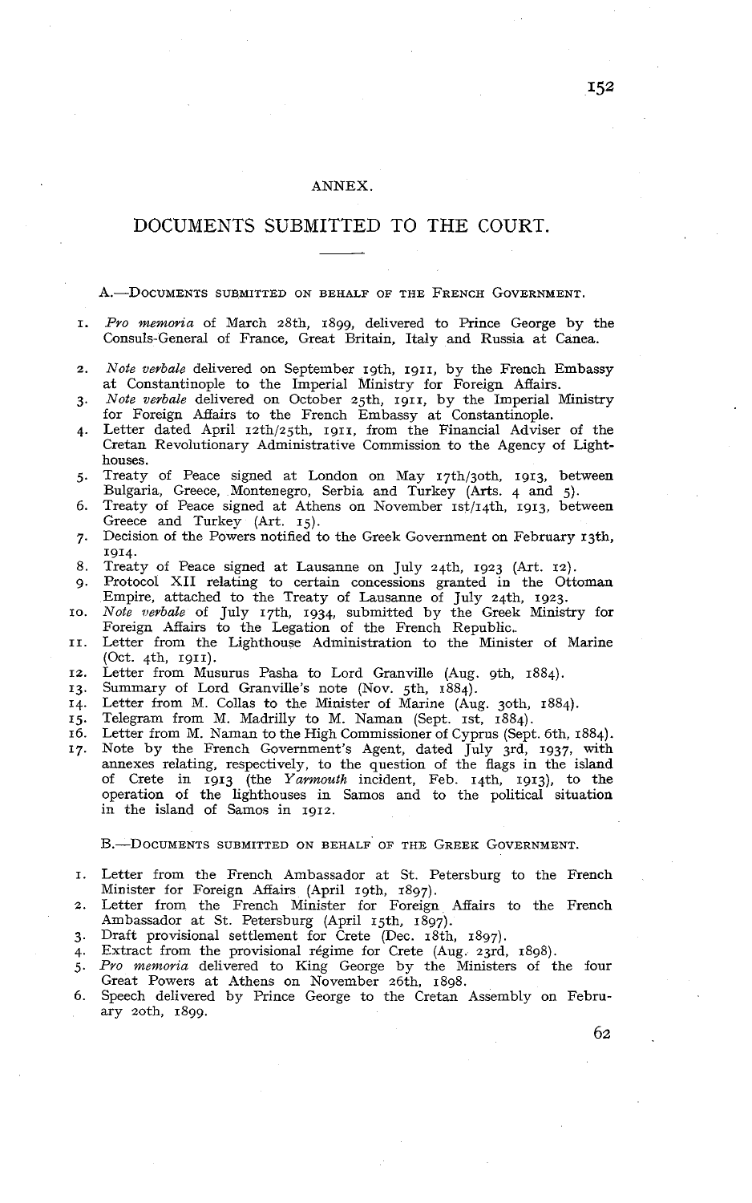ANNEX.

# DOCUMENTS SUBMITTED TO THE COURT.

## A.—Documents submitted on behalf of the French Government.

1. *Pro memoria* of March 28th, 1899, delivered to Prince George by the Consuls-General of France, Great Britain, Italy and Russia at Canea.
2. *Note verbale* delivered on September 19th, 1911, by the French Embassy at Constantinople to the Imperial Ministry for Foreign Affairs.
3. *Note verbale* delivered on October 25th, 1911, by the Imperial Ministry for Foreign Affairs to the French Embassy at Constantinople.
4. Letter dated April 12th/25th, 1911, from the Financial Adviser of the Cretan Revolutionary Administrative Commission to the Agency of Lighthouses.
5. Treaty of Peace signed at London on May 17th/30th, 1913, between Bulgaria, Greece, Montenegro, Serbia and Turkey (Arts. 4 and 5).
6. Treaty of Peace signed at Athens on November 1st/14th, 1913, between Greece and Turkey (Art. 15).
7. Decision of the Powers notified to the Greek Government on February 13th, 1914.
8. Treaty of Peace signed at Lausanne on July 24th, 1923 (Art. 12).
9. Protocol XII relating to certain concessions granted in the Ottoman Empire, attached to the Treaty of Lausanne of July 24th, 1923.
10. *Note verbale* of July 17th, 1934, submitted by the Greek Ministry for Foreign Affairs to the Legation of the French Republic.
11. Letter from the Lighthouse Administration to the Minister of Marine (Oct. 4th, 1911).
12. Letter from Musurus Pasha to Lord Granville (Aug. 9th, 1884).
13. Summary of Lord Granville's note (Nov. 5th, 1884).
14. Letter from M. Collas to the Minister of Marine (Aug. 30th, 1884).
15. Telegram from M. Madrilly to M. Naman (Sept. 1st, 1884).
16. Letter from M. Naman to the High Commissioner of Cyprus (Sept. 6th, 1884).
17. Note by the French Government's Agent, dated July 3rd, 1937, with annexes relating, respectively, to the question of the flags in the island of Crete in 1913 (the *Yarmouth* incident, Feb. 14th, 1913), to the operation of the lighthouses in Samos and to the political situation in the island of Samos in 1912.

## B.—Documents submitted on behalf of the Greek Government.

1. Letter from the French Ambassador at St. Petersburg to the French Minister for Foreign Affairs (April 19th, 1897).
2. Letter from the French Minister for Foreign Affairs to the French Ambassador at St. Petersburg (April 15th, 1897).
3. Draft provisional settlement for Crete (Dec. 18th, 1897).
4. Extract from the provisional régime for Crete (Aug. 23rd, 1898).
5. *Pro memoria* delivered to King George by the Ministers of the four Great Powers at Athens on November 26th, 1898.
6. Speech delivered by Prince George to the Cretan Assembly on February 20th, 1899.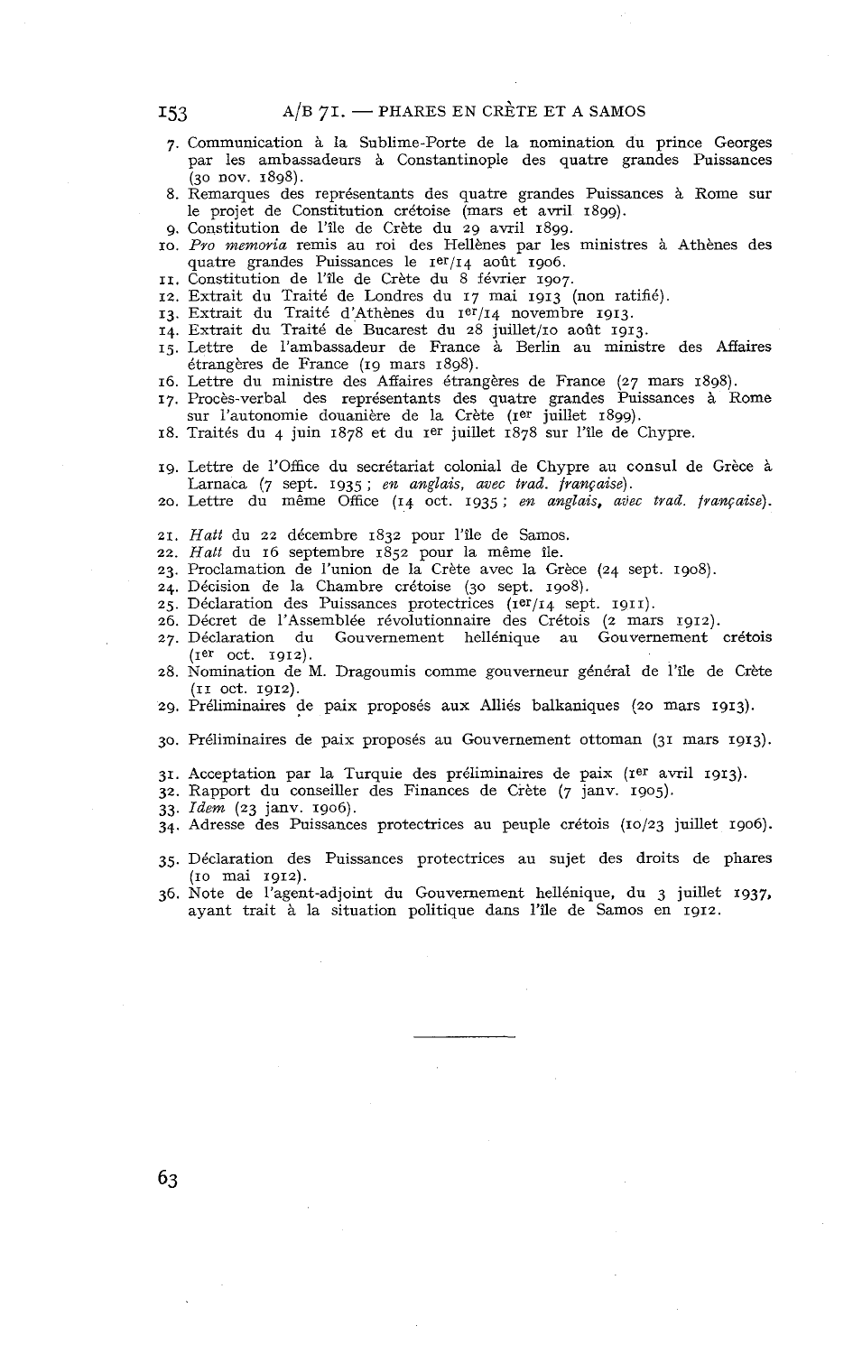7. Communication à la Sublime-Porte de la nomination du prince Georges par les ambassadeurs à Constantinople des quatre grandes Puissances (30 nov. 1898).
8. Remarques des représentants des quatre grandes Puissances à Rome sur le projet de Constitution crétoise (mars et avril 1899).
9. Constitution de l'île de Crète du 29 avril 1899.
10. *Pro memoria* remis au roi des Hellènes par les ministres à Athènes des quatre grandes Puissances le 1er/14 août 1906.
11. Constitution de l'île de Crète du 8 février 1907.
12. Extrait du Traité de Londres du 17 mai 1913 (non ratifié).
13. Extrait du Traité d'Athènes du 1er/14 novembre 1913.
14. Extrait du Traité de Bucarest du 28 juillet/10 août 1913.
15. Lettre de l'ambassadeur de France à Berlin au ministre des Affaires étrangères de France (19 mars 1898).
16. Lettre du ministre des Affaires étrangères de France (27 mars 1898).
17. Procès-verbal des représentants des quatre grandes Puissances à Rome sur l'autonomie douanière de la Crète (1er juillet 1899).
18. Traités du 4 juin 1878 et du 1er juillet 1878 sur l'île de Chypre.
19. Lettre de l'Office du secrétariat colonial de Chypre au consul de Grèce à Larnaca (7 sept. 1935 ; *en anglais, avec trad. française*).
20. Lettre du même Office (14 oct. 1935 ; *en anglais, avec trad. française*).
21. *Hatt* du 22 décembre 1832 pour l'île de Samos.
22. *Hatt* du 16 septembre 1852 pour la même île.
23. Proclamation de l'union de la Crète avec la Grèce (24 sept. 1908).
24. Décision de la Chambre crétoise (30 sept. 1908).
25. Déclaration des Puissances protectrices (1er/14 sept. 1911).
26. Décret de l'Assemblée révolutionnaire des Crétois (2 mars 1912).
27. Déclaration du Gouvernement hellénique au Gouvernement crétois (1er oct. 1912).
28. Nomination de M. Dragoumis comme gouverneur général de l'île de Crète (11 oct. 1912).
29. Préliminaires de paix proposés aux Alliés balkaniques (20 mars 1913).
30. Préliminaires de paix proposés au Gouvernement ottoman (31 mars 1913).
31. Acceptation par la Turquie des préliminaires de paix (1er avril 1913).
32. Rapport du conseiller des Finances de Crète (7 janv. 1905).
33. *Idem* (23 janv. 1906).
34. Adresse des Puissances protectrices au peuple crétois (10/23 juillet 1906).
35. Déclaration des Puissances protectrices au sujet des droits de phares (10 mai 1912).
36. Note de l'agent-adjoint du Gouvernement hellénique, du 3 juillet 1937, ayant trait à la situation politique dans l'île de Samos en 1912.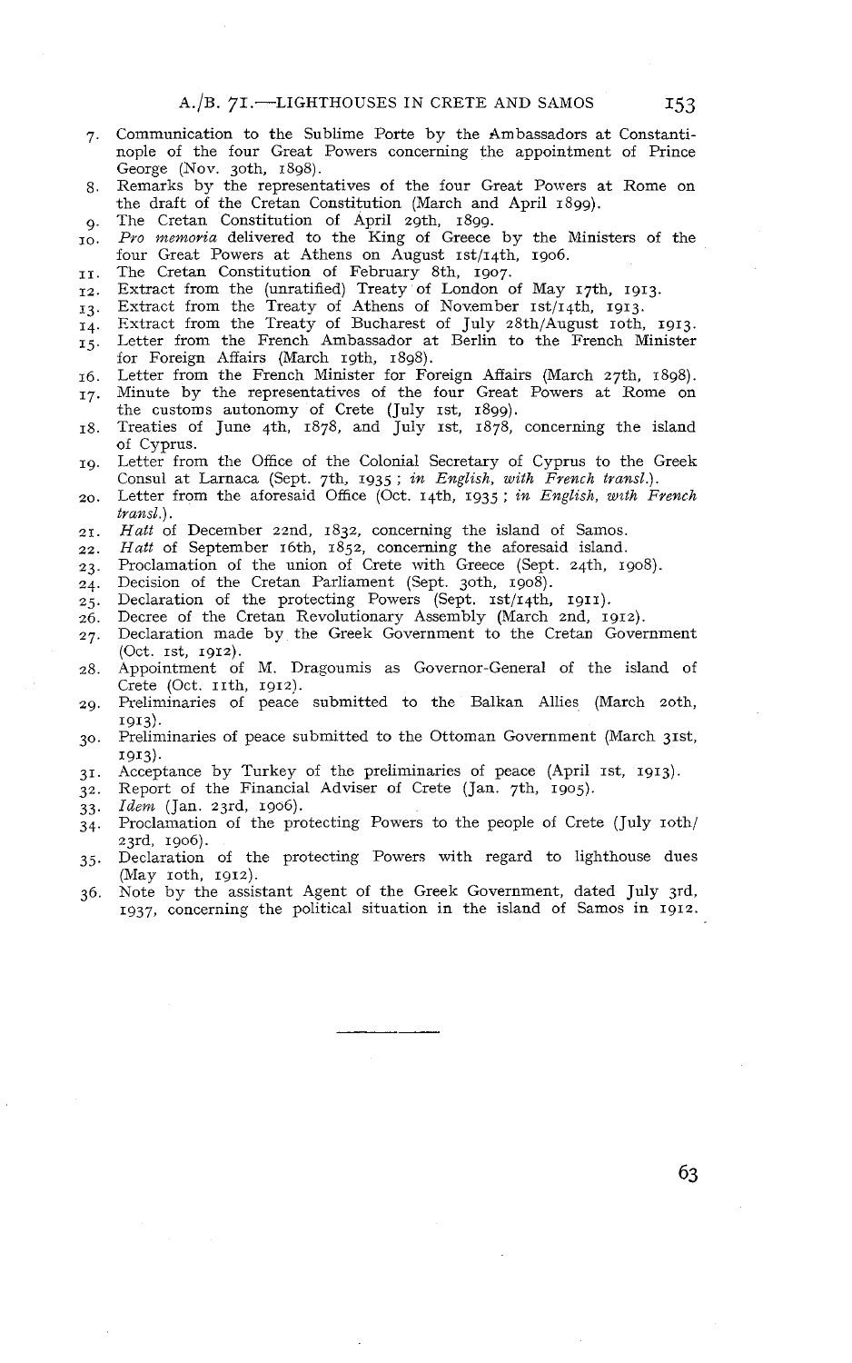7. Communication to the Sublime Porte by the Ambassadors at Constantinople of the four Great Powers concerning the appointment of Prince George (Nov. 30th, 1898).
8. Remarks by the representatives of the four Great Powers at Rome on the draft of the Cretan Constitution (March and April 1899).
9. The Cretan Constitution of April 29th, 1899.
10. *Pro memoria* delivered to the King of Greece by the Ministers of the four Great Powers at Athens on August 1st/14th, 1906.
11. The Cretan Constitution of February 8th, 1907.
12. Extract from the (unratified) Treaty of London of May 17th, 1913.
13. Extract from the Treaty of Athens of November 1st/14th, 1913.
14. Extract from the Treaty of Bucharest of July 28th/August 10th, 1913.
15. Letter from the French Ambassador at Berlin to the French Minister for Foreign Affairs (March 19th, 1898).
16. Letter from the French Minister for Foreign Affairs (March 27th, 1898).
17. Minute by the representatives of the four Great Powers at Rome on the customs autonomy of Crete (July 1st, 1899).
18. Treaties of June 4th, 1878, and July 1st, 1878, concerning the island of Cyprus.
19. Letter from the Office of the Colonial Secretary of Cyprus to the Greek Consul at Larnaca (Sept. 7th, 1935; *in English, with French transl.*).
20. Letter from the aforesaid Office (Oct. 14th, 1935; *in English, with French transl.*).
21. *Hatt* of December 22nd, 1832, concerning the island of Samos.
22. *Hatt* of September 16th, 1852, concerning the aforesaid island.
23. Proclamation of the union of Crete with Greece (Sept. 24th, 1908).
24. Decision of the Cretan Parliament (Sept. 30th, 1908).
25. Declaration of the protecting Powers (Sept. 1st/14th, 1911).
26. Decree of the Cretan Revolutionary Assembly (March 2nd, 1912).
27. Declaration made by the Greek Government to the Cretan Government (Oct. 1st, 1912).
28. Appointment of M. Dragoumis as Governor-General of the island of Crete (Oct. 11th, 1912).
29. Preliminaries of peace submitted to the Balkan Allies (March 20th, 1913).
30. Preliminaries of peace submitted to the Ottoman Government (March 31st, 1913).
31. Acceptance by Turkey of the preliminaries of peace (April 1st, 1913).
32. Report of the Financial Adviser of Crete (Jan. 7th, 1905).
33. *Idem* (Jan. 23rd, 1906).
34. Proclamation of the protecting Powers to the people of Crete (July 10th/23rd, 1906).
35. Declaration of the protecting Powers with regard to lighthouse dues (May 10th, 1912).
36. Note by the assistant Agent of the Greek Government, dated July 3rd, 1937, concerning the political situation in the island of Samos in 1912.